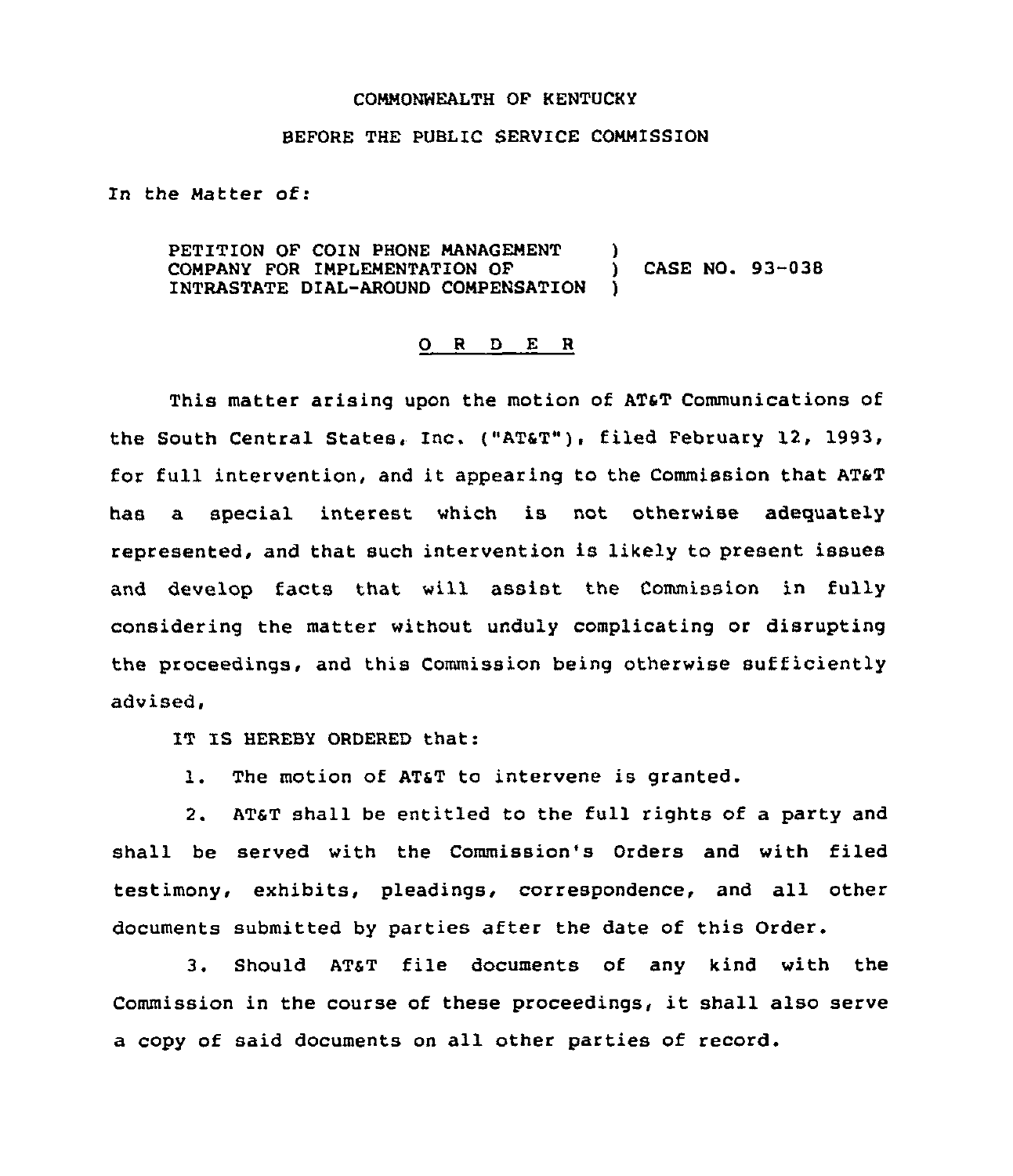COMMONWEALTH OF KENTUCKY

BEFORE THE PUBLIC SERVICE COMMISSION

In the Matter of:

PETITION OF COIN PHONE MANAGEMENT COMPANY FOR IMPLEMENTATION OF INTRASTATE DIAL-AROUND COMPENSATION ) CASE NO. 93-038

## O R D E R

This matter arising upon the motion of AT&T Communications of the South Central States, Inc. ("AT&T"), filed February 12, 1993, for full intervention, and it appearing to the Commission that AT&T has a special interest which is not otherwise adequately represented, and that such intervention is likely to present issues and develop facts that will assist the Commission in fully considering the matter without unduly complicating or disrupting the proceedings, and this Commission being otherwise sufficiently advised,

IT IS HEREBY ORDERED that:

1. The motion of AT&T to intervene is granted.

2. AT&T shall be entitled to the full rights of a party and shall be served with the Commission's Orders and with filed testimony, exhibits, pleadings, correspondence, and all other documents submitted by parties after the date of this Order.

3. Should AT&T file documents of any kind with the Commission in the course of these proceedings, it shall also serve a copy of said documents on all other parties of record.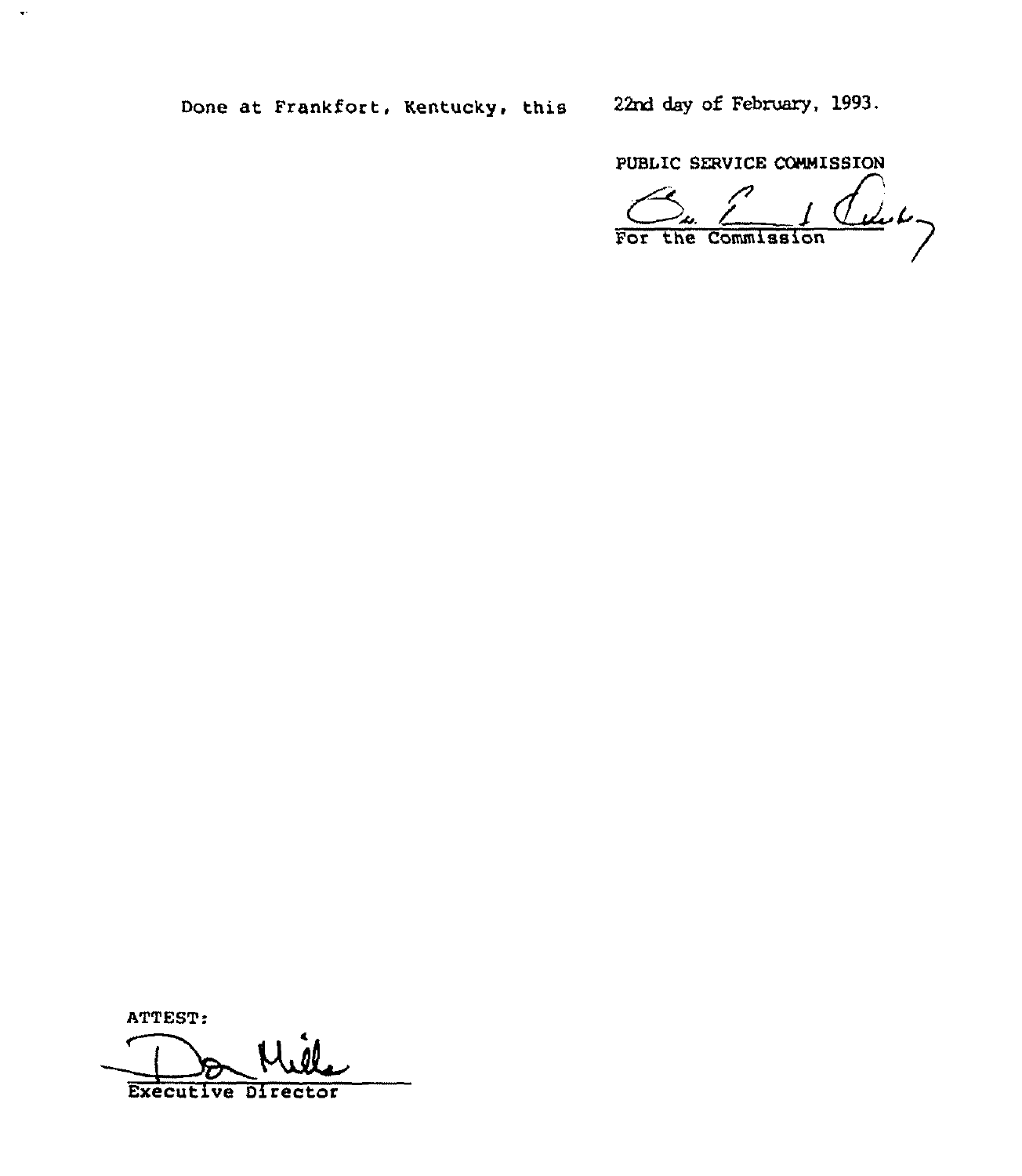Done at Frankfort, Kentucky, this 22nd day of February, 1993.

PUBLIC SERVICE COMMISSION

For the Commission

ATTEST:

Executive Director